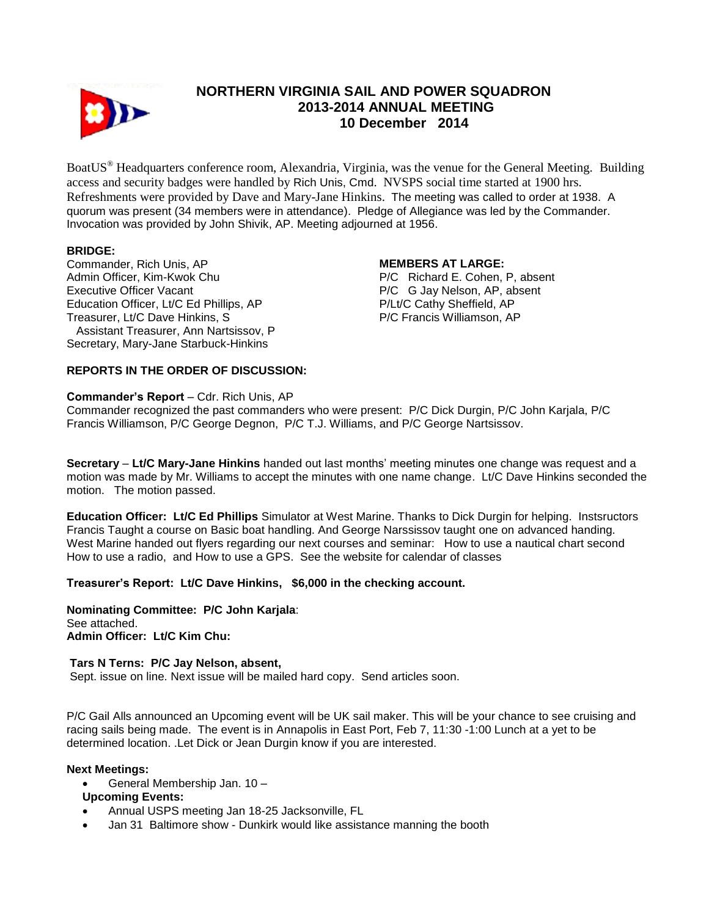# NORTHERN VIRGINIA SAIL AND POWER SQUADRON
## 2013-2014 ANNUAL MEETING
## 10 December 2014

BoatUS® Headquarters conference room, Alexandria, Virginia, was the venue for the General Meeting. Building access and security badges were handled by Rich Unis, Cmd. NVSPS social time started at 1900 hrs. Refreshments were provided by Dave and Mary-Jane Hinkins. The meeting was called to order at 1938. A quorum was present (34 members were in attendance). Pledge of Allegiance was led by the Commander. Invocation was provided by John Shivik, AP. Meeting adjourned at 1956.

**BRIDGE:**

Commander, Rich Unis, AP
Admin Officer, Kim-Kwok Chu
Executive Officer Vacant
Education Officer, Lt/C Ed Phillips, AP
Treasurer, Lt/C Dave Hinkins, S
  Assistant Treasurer, Ann Nartsissov, P
Secretary, Mary-Jane Starbuck-Hinkins

**MEMBERS AT LARGE:**

P/C Richard E. Cohen, P, absent
P/C G Jay Nelson, AP, absent
P/Lt/C Cathy Sheffield, AP
P/C Francis Williamson, AP

**REPORTS IN THE ORDER OF DISCUSSION:**

**Commander's Report** – Cdr. Rich Unis, AP
Commander recognized the past commanders who were present: P/C Dick Durgin, P/C John Karjala, P/C Francis Williamson, P/C George Degnon, P/C T.J. Williams, and P/C George Nartsissov.

**Secretary** – **Lt/C Mary-Jane Hinkins** handed out last months' meeting minutes one change was request and a motion was made by Mr. Williams to accept the minutes with one name change. Lt/C Dave Hinkins seconded the motion. The motion passed.

**Education Officer: Lt/C Ed Phillips** Simulator at West Marine. Thanks to Dick Durgin for helping. Instsructors Francis Taught a course on Basic boat handling. And George Narssissov taught one on advanced handing. West Marine handed out flyers regarding our next courses and seminar: How to use a nautical chart second How to use a radio, and How to use a GPS. See the website for calendar of classes

**Treasurer's Report: Lt/C Dave Hinkins, $6,000 in the checking account.**

**Nominating Committee: P/C John Karjala**:
See attached.
**Admin Officer: Lt/C Kim Chu:**

**Tars N Terns: P/C Jay Nelson, absent,**
Sept. issue on line. Next issue will be mailed hard copy. Send articles soon.

P/C Gail Alls announced an Upcoming event will be UK sail maker. This will be your chance to see cruising and racing sails being made. The event is in Annapolis in East Port, Feb 7, 11:30 -1:00 Lunch at a yet to be determined location. .Let Dick or Jean Durgin know if you are interested.

**Next Meetings:**

- General Membership Jan. 10 –

**Upcoming Events:**

- Annual USPS meeting Jan 18-25 Jacksonville, FL
- Jan 31 Baltimore show - Dunkirk would like assistance manning the booth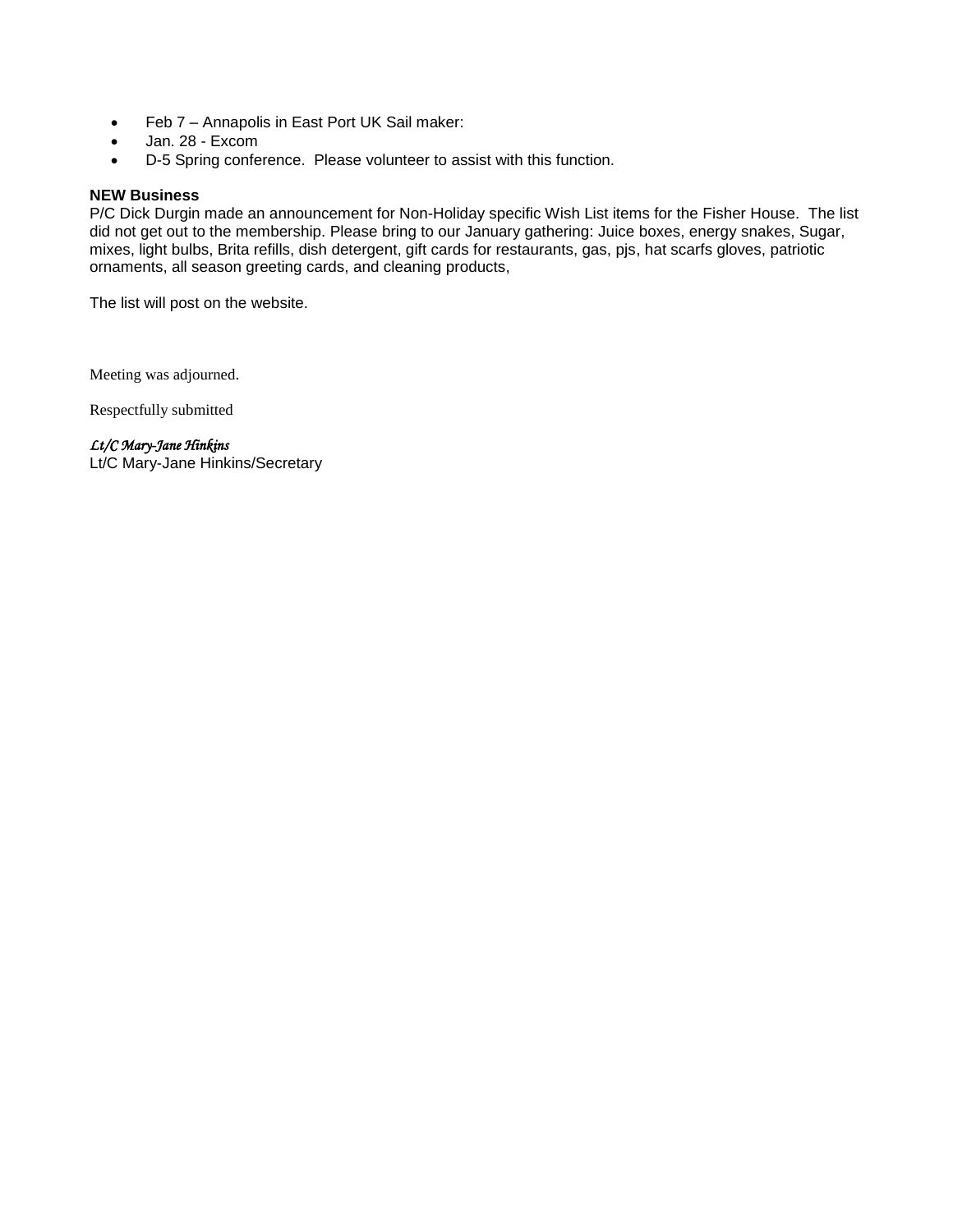- Feb 7 – Annapolis in East Port UK Sail maker:
- Jan. 28 - Excom
- D-5 Spring conference. Please volunteer to assist with this function.

**NEW Business**

P/C Dick Durgin made an announcement for Non-Holiday specific Wish List items for the Fisher House. The list did not get out to the membership. Please bring to our January gathering: Juice boxes, energy snakes, Sugar, mixes, light bulbs, Brita refills, dish detergent, gift cards for restaurants, gas, pjs, hat scarfs gloves, patriotic ornaments, all season greeting cards, and cleaning products,

The list will post on the website.

Meeting was adjourned.

Respectfully submitted

*Lt/C Mary-Jane Hinkins*

Lt/C Mary-Jane Hinkins/Secretary